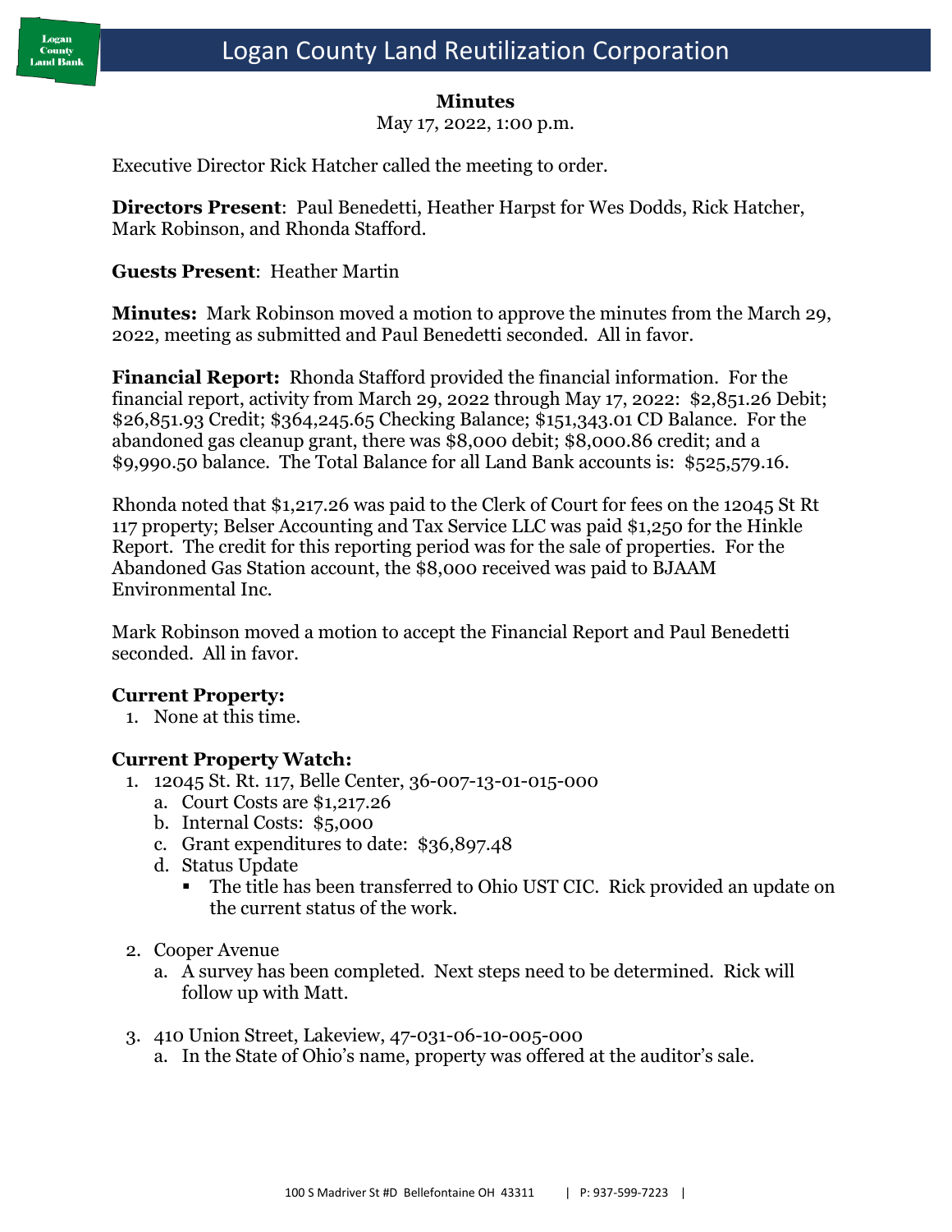# Logan County Land Reutilization Corporation

**Minutes**

May 17, 2022, 1:00 p.m.

Executive Director Rick Hatcher called the meeting to order.

**Directors Present**: Paul Benedetti, Heather Harpst for Wes Dodds, Rick Hatcher, Mark Robinson, and Rhonda Stafford.

**Guests Present**: Heather Martin

**Minutes:** Mark Robinson moved a motion to approve the minutes from the March 29, 2022, meeting as submitted and Paul Benedetti seconded. All in favor.

**Financial Report:** Rhonda Stafford provided the financial information. For the financial report, activity from March 29, 2022 through May 17, 2022: $2,851.26 Debit; $26,851.93 Credit; $364,245.65 Checking Balance; $151,343.01 CD Balance. For the abandoned gas cleanup grant, there was $8,000 debit; $8,000.86 credit; and a $9,990.50 balance. The Total Balance for all Land Bank accounts is: $525,579.16.

Rhonda noted that $1,217.26 was paid to the Clerk of Court for fees on the 12045 St Rt 117 property; Belser Accounting and Tax Service LLC was paid $1,250 for the Hinkle Report. The credit for this reporting period was for the sale of properties. For the Abandoned Gas Station account, the $8,000 received was paid to BJAAM Environmental Inc.

Mark Robinson moved a motion to accept the Financial Report and Paul Benedetti seconded. All in favor.

### Current Property:

1. None at this time.

### Current Property Watch:

1. 12045 St. Rt. 117, Belle Center, 36-007-13-01-015-000
   a. Court Costs are $1,217.26
   b. Internal Costs: $5,000
   c. Grant expenditures to date: $36,897.48
   d. Status Update
      - The title has been transferred to Ohio UST CIC. Rick provided an update on the current status of the work.

2. Cooper Avenue
   a. A survey has been completed. Next steps need to be determined. Rick will follow up with Matt.

3. 410 Union Street, Lakeview, 47-031-06-10-005-000
   a. In the State of Ohio's name, property was offered at the auditor's sale.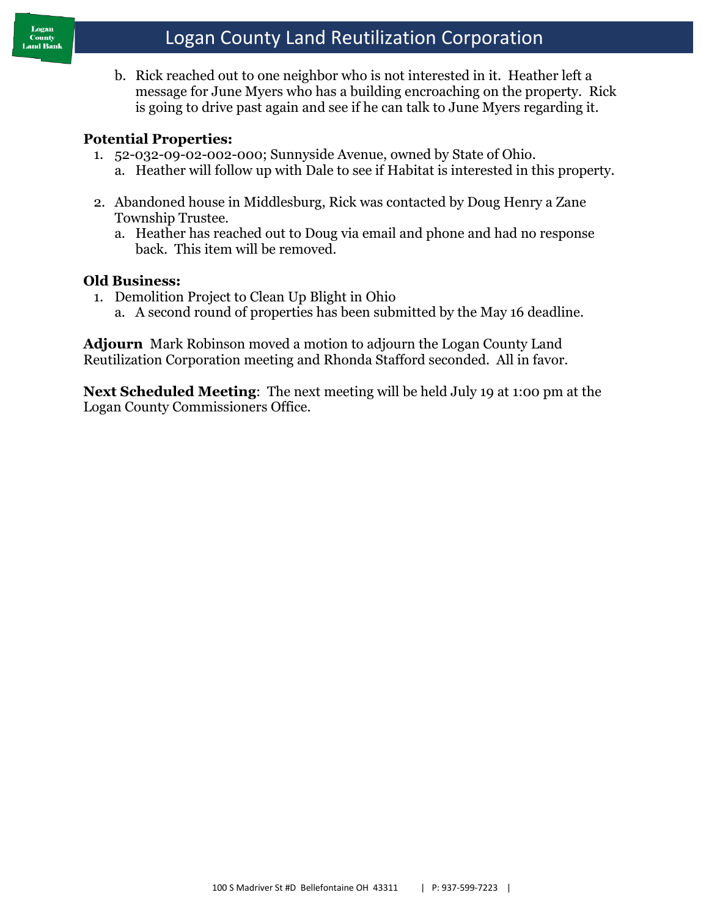b. Rick reached out to one neighbor who is not interested in it. Heather left a message for June Myers who has a building encroaching on the property. Rick is going to drive past again and see if he can talk to June Myers regarding it.

**Potential Properties:**

1. 52-032-09-02-002-000; Sunnyside Avenue, owned by State of Ohio.
   a. Heather will follow up with Dale to see if Habitat is interested in this property.

2. Abandoned house in Middlesburg, Rick was contacted by Doug Henry a Zane Township Trustee.
   a. Heather has reached out to Doug via email and phone and had no response back. This item will be removed.

**Old Business:**

1. Demolition Project to Clean Up Blight in Ohio
   a. A second round of properties has been submitted by the May 16 deadline.

**Adjourn** Mark Robinson moved a motion to adjourn the Logan County Land Reutilization Corporation meeting and Rhonda Stafford seconded. All in favor.

**Next Scheduled Meeting**: The next meeting will be held July 19 at 1:00 pm at the Logan County Commissioners Office.